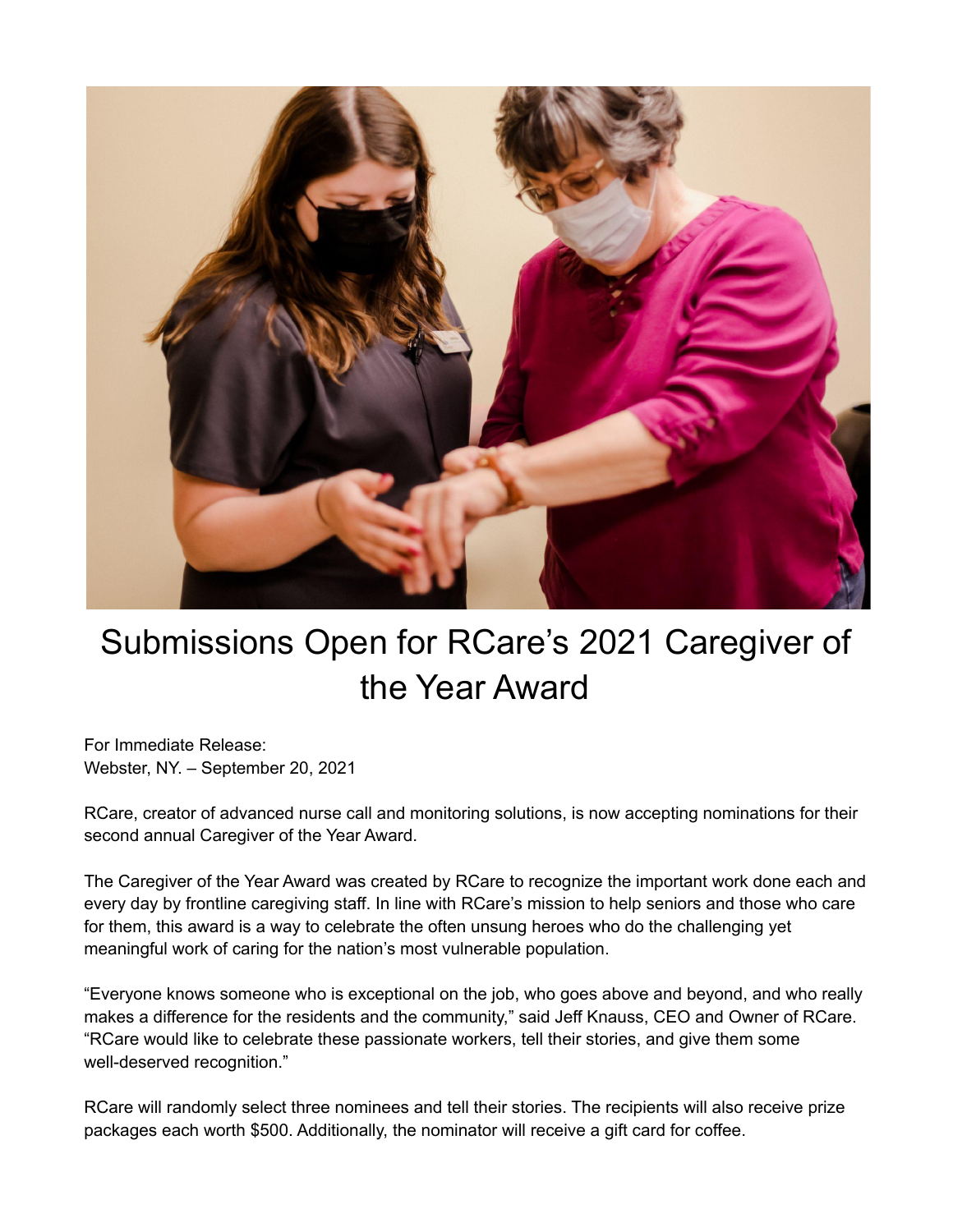# Submissions Open for RCare's 2021 Caregiver of the Year Award

For Immediate Release:
Webster, NY. – September 20, 2021

RCare, creator of advanced nurse call and monitoring solutions, is now accepting nominations for their second annual Caregiver of the Year Award.

The Caregiver of the Year Award was created by RCare to recognize the important work done each and every day by frontline caregiving staff. In line with RCare's mission to help seniors and those who care for them, this award is a way to celebrate the often unsung heroes who do the challenging yet meaningful work of caring for the nation's most vulnerable population.

"Everyone knows someone who is exceptional on the job, who goes above and beyond, and who really makes a difference for the residents and the community," said Jeff Knauss, CEO and Owner of RCare. "RCare would like to celebrate these passionate workers, tell their stories, and give them some well-deserved recognition."

RCare will randomly select three nominees and tell their stories. The recipients will also receive prize packages each worth $500. Additionally, the nominator will receive a gift card for coffee.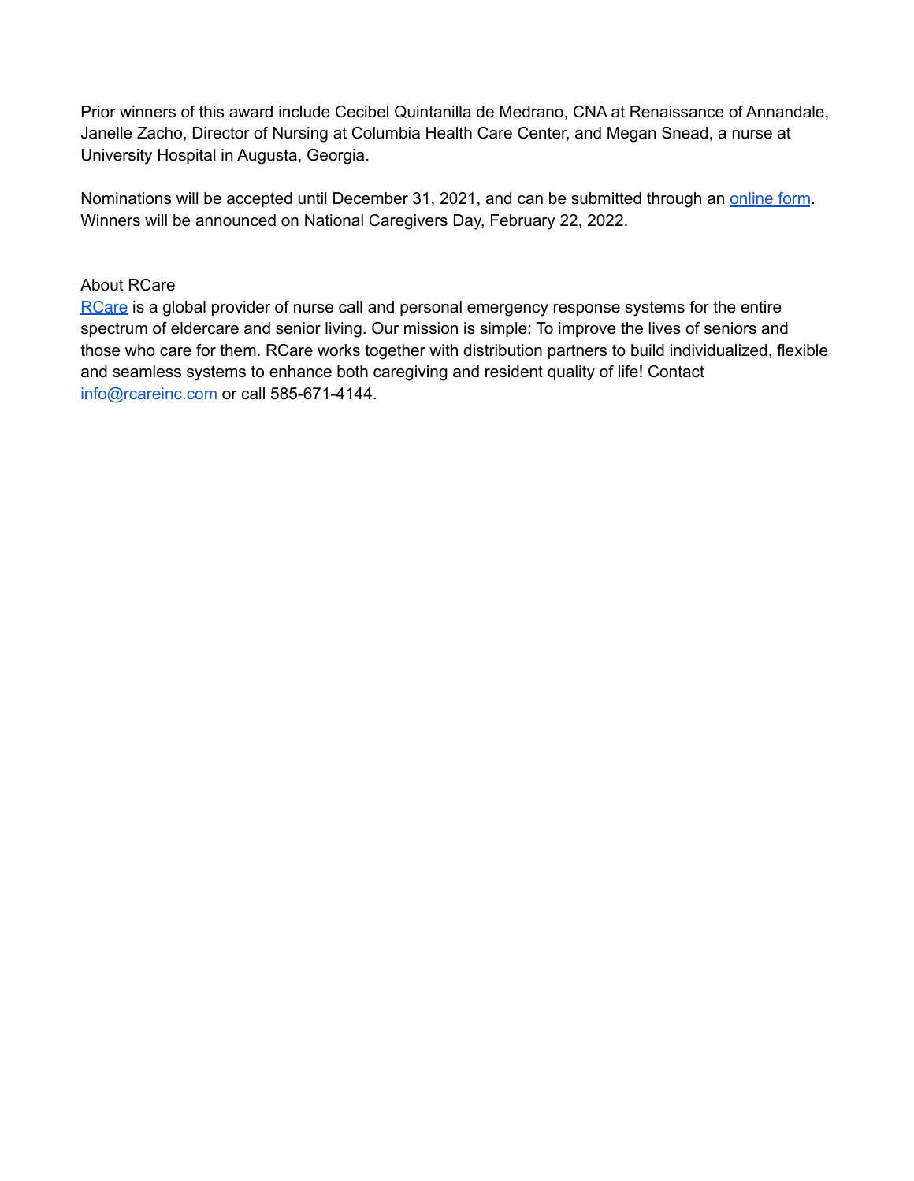Prior winners of this award include Cecibel Quintanilla de Medrano, CNA at Renaissance of Annandale, Janelle Zacho, Director of Nursing at Columbia Health Care Center, and Megan Snead, a nurse at University Hospital in Augusta, Georgia.

Nominations will be accepted until December 31, 2021, and can be submitted through an online form. Winners will be announced on National Caregivers Day, February 22, 2022.

About RCare

RCare is a global provider of nurse call and personal emergency response systems for the entire spectrum of eldercare and senior living. Our mission is simple: To improve the lives of seniors and those who care for them. RCare works together with distribution partners to build individualized, flexible and seamless systems to enhance both caregiving and resident quality of life! Contact info@rcareinc.com or call 585-671-4144.